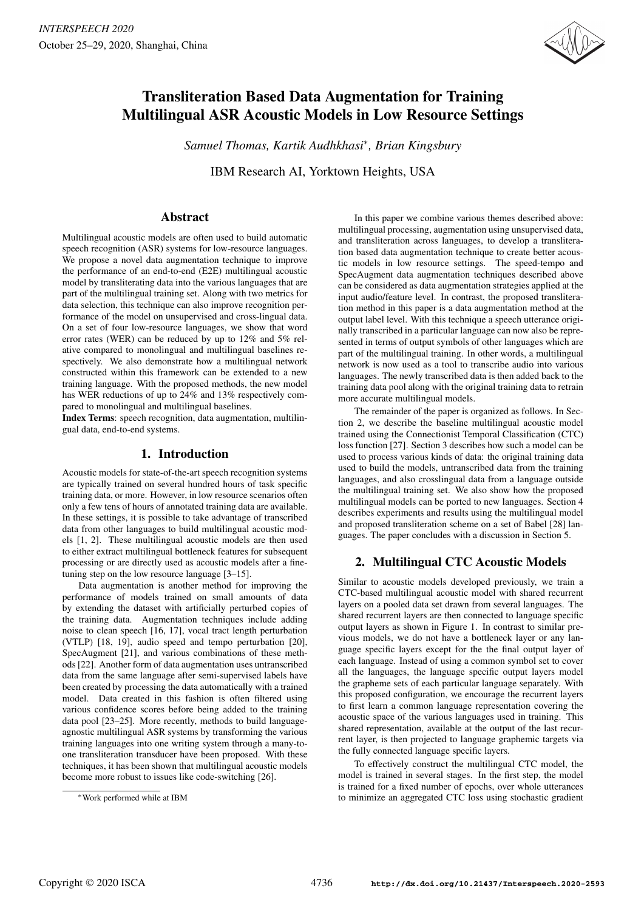# Transliteration Based Data Augmentation for Training Multilingual ASR Acoustic Models in Low Resource Settings

*Samuel Thomas, Kartik Audhkhasi*, Brian Kingsbury*

IBM Research AI, Yorktown Heights, USA

## Abstract

Multilingual acoustic models are often used to build automatic speech recognition (ASR) systems for low-resource languages. We propose a novel data augmentation technique to improve the performance of an end-to-end (E2E) multilingual acoustic model by transliterating data into the various languages that are part of the multilingual training set. Along with two metrics for data selection, this technique can also improve recognition performance of the model on unsupervised and cross-lingual data. On a set of four low-resource languages, we show that word error rates (WER) can be reduced by up to 12% and 5% relative compared to monolingual and multilingual baselines respectively. We also demonstrate how a multilingual network constructed within this framework can be extended to a new training language. With the proposed methods, the new model has WER reductions of up to 24% and 13% respectively compared to monolingual and multilingual baselines.

**Index Terms**: speech recognition, data augmentation, multilingual data, end-to-end systems.

## 1. Introduction

Acoustic models for state-of-the-art speech recognition systems are typically trained on several hundred hours of task specific training data, or more. However, in low resource scenarios often only a few tens of hours of annotated training data are available. In these settings, it is possible to take advantage of transcribed data from other languages to build multilingual acoustic models [1, 2]. These multilingual acoustic models are then used to either extract multilingual bottleneck features for subsequent processing or are directly used as acoustic models after a fine-tuning step on the low resource language [3–15].

Data augmentation is another method for improving the performance of models trained on small amounts of data by extending the dataset with artificially perturbed copies of the training data. Augmentation techniques include adding noise to clean speech [16, 17], vocal tract length perturbation (VTLP) [18, 19], audio speed and tempo perturbation [20], SpecAugment [21], and various combinations of these methods [22]. Another form of data augmentation uses untranscribed data from the same language after semi-supervised labels have been created by processing the data automatically with a trained model. Data created in this fashion is often filtered using various confidence scores before being added to the training data pool [23–25]. More recently, methods to build language-agnostic multilingual ASR systems by transforming the various training languages into one writing system through a many-to-one transliteration transducer have been proposed. With these techniques, it has been shown that multilingual acoustic models become more robust to issues like code-switching [26].

*Work performed while at IBM

In this paper we combine various themes described above: multilingual processing, augmentation using unsupervised data, and transliteration across languages, to develop a transliteration based data augmentation technique to create better acoustic models in low resource settings. The speed-tempo and SpecAugment data augmentation techniques described above can be considered as data augmentation strategies applied at the input audio/feature level. In contrast, the proposed transliteration method in this paper is a data augmentation method at the output label level. With this technique a speech utterance originally transcribed in a particular language can now also be represented in terms of output symbols of other languages which are part of the multilingual training. In other words, a multilingual network is now used as a tool to transcribe audio into various languages. The newly transcribed data is then added back to the training data pool along with the original training data to retrain more accurate multilingual models.

The remainder of the paper is organized as follows. In Section 2, we describe the baseline multilingual acoustic model trained using the Connectionist Temporal Classification (CTC) loss function [27]. Section 3 describes how such a model can be used to process various kinds of data: the original training data used to build the models, untranscribed data from the training languages, and also crosslingual data from a language outside the multilingual training set. We also show how the proposed multilingual models can be ported to new languages. Section 4 describes experiments and results using the multilingual model and proposed transliteration scheme on a set of Babel [28] languages. The paper concludes with a discussion in Section 5.

## 2. Multilingual CTC Acoustic Models

Similar to acoustic models developed previously, we train a CTC-based multilingual acoustic model with shared recurrent layers on a pooled data set drawn from several languages. The shared recurrent layers are then connected to language specific output layers as shown in Figure 1. In contrast to similar previous models, we do not have a bottleneck layer or any language specific layers except for the the final output layer of each language. Instead of using a common symbol set to cover all the languages, the language specific output layers model the grapheme sets of each particular language separately. With this proposed configuration, we encourage the recurrent layers to first learn a common language representation covering the acoustic space of the various languages used in training. This shared representation, available at the output of the last recurrent layer, is then projected to language graphemic targets via the fully connected language specific layers.

To effectively construct the multilingual CTC model, the model is trained in several stages. In the first step, the model is trained for a fixed number of epochs, over whole utterances to minimize an aggregated CTC loss using stochastic gradient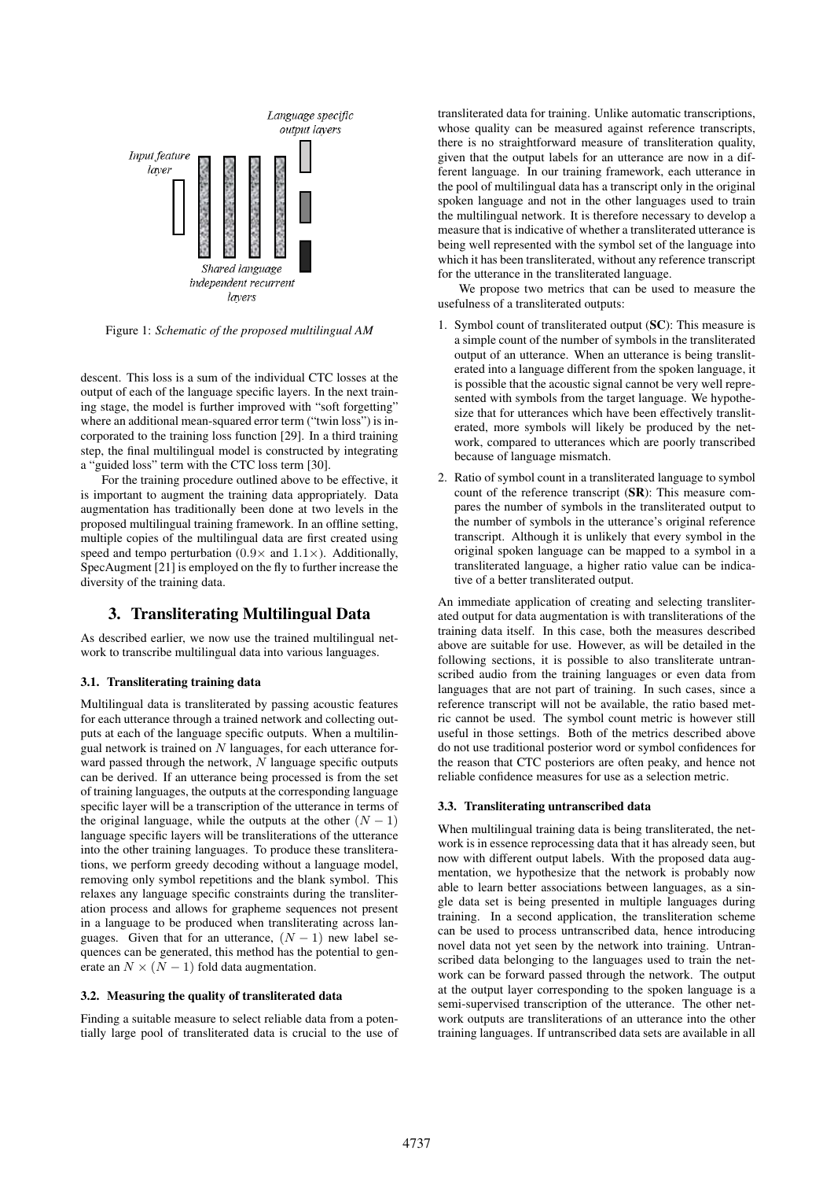Figure 1: *Schematic of the proposed multilingual AM*

descent. This loss is a sum of the individual CTC losses at the output of each of the language specific layers. In the next training stage, the model is further improved with "soft forgetting" where an additional mean-squared error term ("twin loss") is incorporated to the training loss function [29]. In a third training step, the final multilingual model is constructed by integrating a "guided loss" term with the CTC loss term [30].

For the training procedure outlined above to be effective, it is important to augment the training data appropriately. Data augmentation has traditionally been done at two levels in the proposed multilingual training framework. In an offline setting, multiple copies of the multilingual data are first created using speed and tempo perturbation ($0.9\times$ and $1.1\times$). Additionally, SpecAugment [21] is employed on the fly to further increase the diversity of the training data.

## 3. Transliterating Multilingual Data

As described earlier, we now use the trained multilingual network to transcribe multilingual data into various languages.

### 3.1. Transliterating training data

Multilingual data is transliterated by passing acoustic features for each utterance through a trained network and collecting outputs at each of the language specific outputs. When a multilingual network is trained on $N$ languages, for each utterance forward passed through the network, $N$ language specific outputs can be derived. If an utterance being processed is from the set of training languages, the outputs at the corresponding language specific layer will be a transcription of the utterance in terms of the original language, while the outputs at the other $(N-1)$ language specific layers will be transliterations of the utterance into the other training languages. To produce these transliterations, we perform greedy decoding without a language model, removing only symbol repetitions and the blank symbol. This relaxes any language specific constraints during the transliteration process and allows for grapheme sequences not present in a language to be produced when transliterating across languages. Given that for an utterance, $(N-1)$ new label sequences can be generated, this method has the potential to generate an $N \times (N-1)$ fold data augmentation.

### 3.2. Measuring the quality of transliterated data

Finding a suitable measure to select reliable data from a potentially large pool of transliterated data is crucial to the use of transliterated data for training. Unlike automatic transcriptions, whose quality can be measured against reference transcripts, there is no straightforward measure of transliteration quality, given that the output labels for an utterance are now in a different language. In our training framework, each utterance in the pool of multilingual data has a transcript only in the original spoken language and not in the other languages used to train the multilingual network. It is therefore necessary to develop a measure that is indicative of whether a transliterated utterance is being well represented with the symbol set of the language into which it has been transliterated, without any reference transcript for the utterance in the transliterated language.

We propose two metrics that can be used to measure the usefulness of a transliterated outputs:

1. Symbol count of transliterated output (**SC**): This measure is a simple count of the number of symbols in the transliterated output of an utterance. When an utterance is being transliterated into a language different from the spoken language, it is possible that the acoustic signal cannot be very well represented with symbols from the target language. We hypothesize that for utterances which have been effectively transliterated, more symbols will likely be produced by the network, compared to utterances which are poorly transcribed because of language mismatch.
2. Ratio of symbol count in a transliterated language to symbol count of the reference transcript (**SR**): This measure compares the number of symbols in the transliterated output to the number of symbols in the utterance's original reference transcript. Although it is unlikely that every symbol in the original spoken language can be mapped to a symbol in a transliterated language, a higher ratio value can be indicative of a better transliterated output.

An immediate application of creating and selecting transliterated output for data augmentation is with transliterations of the training data itself. In this case, both the measures described above are suitable for use. However, as will be detailed in the following sections, it is possible to also transliterate untranscribed audio from the training languages or even data from languages that are not part of training. In such cases, since a reference transcript will not be available, the ratio based metric cannot be used. The symbol count metric is however still useful in those settings. Both of the metrics described above do not use traditional posterior word or symbol confidences for the reason that CTC posteriors are often peaky, and hence not reliable confidence measures for use as a selection metric.

### 3.3. Transliterating untranscribed data

When multilingual training data is being transliterated, the network is in essence reprocessing data that it has already seen, but now with different output labels. With the proposed data augmentation, we hypothesize that the network is probably now able to learn better associations between languages, as a single data set is being presented in multiple languages during training. In a second application, the transliteration scheme can be used to process untranscribed data, hence introducing novel data not yet seen by the network into training. Untranscribed data belonging to the languages used to train the network can be forward passed through the network. The output at the output layer corresponding to the spoken language is a semi-supervised transcription of the utterance. The other network outputs are transliterations of an utterance into the other training languages. If untranscribed data sets are available in all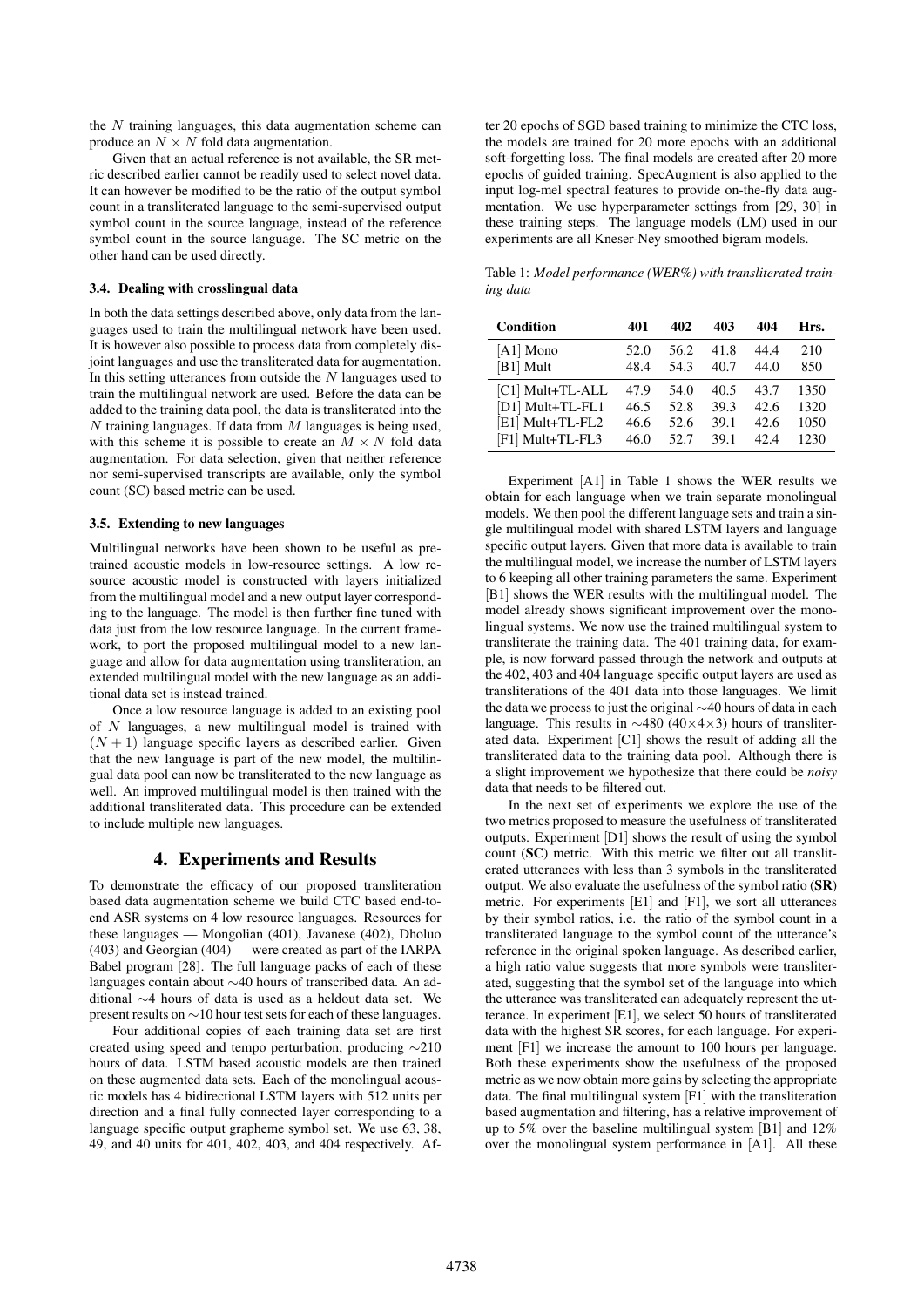the $N$ training languages, this data augmentation scheme can produce an $N \times N$ fold data augmentation.

Given that an actual reference is not available, the SR metric described earlier cannot be readily used to select novel data. It can however be modified to be the ratio of the output symbol count in a transliterated language to the semi-supervised output symbol count in the source language, instead of the reference symbol count in the source language. The SC metric on the other hand can be used directly.

### 3.4. Dealing with crosslingual data

In both the data settings described above, only data from the languages used to train the multilingual network have been used. It is however also possible to process data from completely disjoint languages and use the transliterated data for augmentation. In this setting utterances from outside the $N$ languages used to train the multilingual network are used. Before the data can be added to the training data pool, the data is transliterated into the $N$ training languages. If data from $M$ languages is being used, with this scheme it is possible to create an $M \times N$ fold data augmentation. For data selection, given that neither reference nor semi-supervised transcripts are available, only the symbol count (SC) based metric can be used.

### 3.5. Extending to new languages

Multilingual networks have been shown to be useful as pretrained acoustic models in low-resource settings. A low resource acoustic model is constructed with layers initialized from the multilingual model and a new output layer corresponding to the language. The model is then further fine tuned with data just from the low resource language. In the current framework, to port the proposed multilingual model to a new language and allow for data augmentation using transliteration, an extended multilingual model with the new language as an additional data set is instead trained.

Once a low resource language is added to an existing pool of $N$ languages, a new multilingual model is trained with $(N + 1)$ language specific layers as described earlier. Given that the new language is part of the new model, the multilingual data pool can now be transliterated to the new language as well. An improved multilingual model is then trained with the additional transliterated data. This procedure can be extended to include multiple new languages.

## 4. Experiments and Results

To demonstrate the efficacy of our proposed transliteration based data augmentation scheme we build CTC based end-to-end ASR systems on 4 low resource languages. Resources for these languages — Mongolian (401), Javanese (402), Dholuo (403) and Georgian (404) — were created as part of the IARPA Babel program [28]. The full language packs of each of these languages contain about ∼40 hours of transcribed data. An additional ∼4 hours of data is used as a heldout data set. We present results on ∼10 hour test sets for each of these languages.

Four additional copies of each training data set are first created using speed and tempo perturbation, producing ∼210 hours of data. LSTM based acoustic models are then trained on these augmented data sets. Each of the monolingual acoustic models has 4 bidirectional LSTM layers with 512 units per direction and a final fully connected layer corresponding to a language specific output grapheme symbol set. We use 63, 38, 49, and 40 units for 401, 402, 403, and 404 respectively. After 20 epochs of SGD based training to minimize the CTC loss, the models are trained for 20 more epochs with an additional soft-forgetting loss. The final models are created after 20 more epochs of guided training. SpecAugment is also applied to the input log-mel spectral features to provide on-the-fly data augmentation. We use hyperparameter settings from [29, 30] in these training steps. The language models (LM) used in our experiments are all Kneser-Ney smoothed bigram models.

Table 1: *Model performance (WER%) with transliterated training data*

| Condition | 401 | 402 | 403 | 404 | Hrs. |
|---|---|---|---|---|---|
| [A1] Mono | 52.0 | 56.2 | 41.8 | 44.4 | 210 |
| [B1] Mult | 48.4 | 54.3 | 40.7 | 44.0 | 850 |
| [C1] Mult+TL-ALL | 47.9 | 54.0 | 40.5 | 43.7 | 1350 |
| [D1] Mult+TL-FL1 | 46.5 | 52.8 | 39.3 | 42.6 | 1320 |
| [E1] Mult+TL-FL2 | 46.6 | 52.6 | 39.1 | 42.6 | 1050 |
| [F1] Mult+TL-FL3 | 46.0 | 52.7 | 39.1 | 42.4 | 1230 |

Experiment [A1] in Table 1 shows the WER results we obtain for each language when we train separate monolingual models. We then pool the different language sets and train a single multilingual model with shared LSTM layers and language specific output layers. Given that more data is available to train the multilingual model, we increase the number of LSTM layers to 6 keeping all other training parameters the same. Experiment [B1] shows the WER results with the multilingual model. The model already shows significant improvement over the monolingual systems. We now use the trained multilingual system to transliterate the training data. The 401 training data, for example, is now forward passed through the network and outputs at the 402, 403 and 404 language specific output layers are used as transliterations of the 401 data into those languages. We limit the data we process to just the original ∼40 hours of data in each language. This results in ∼480 (40×4×3) hours of transliterated data. Experiment [C1] shows the result of adding all the transliterated data to the training data pool. Although there is a slight improvement we hypothesize that there could be *noisy* data that needs to be filtered out.

In the next set of experiments we explore the use of the two metrics proposed to measure the usefulness of transliterated outputs. Experiment [D1] shows the result of using the symbol count (**SC**) metric. With this metric we filter out all transliterated utterances with less than 3 symbols in the transliterated output. We also evaluate the usefulness of the symbol ratio (**SR**) metric. For experiments [E1] and [F1], we sort all utterances by their symbol ratios, i.e. the ratio of the symbol count in a transliterated language to the symbol count of the utterance's reference in the original spoken language. As described earlier, a high ratio value suggests that more symbols were transliterated, suggesting that the symbol set of the language into which the utterance was transliterated can adequately represent the utterance. In experiment [E1], we select 50 hours of transliterated data with the highest SR scores, for each language. For experiment [F1] we increase the amount to 100 hours per language. Both these experiments show the usefulness of the proposed metric as we now obtain more gains by selecting the appropriate data. The final multilingual system [F1] with the transliteration based augmentation and filtering, has a relative improvement of up to 5% over the baseline multilingual system [B1] and 12% over the monolingual system performance in [A1]. All these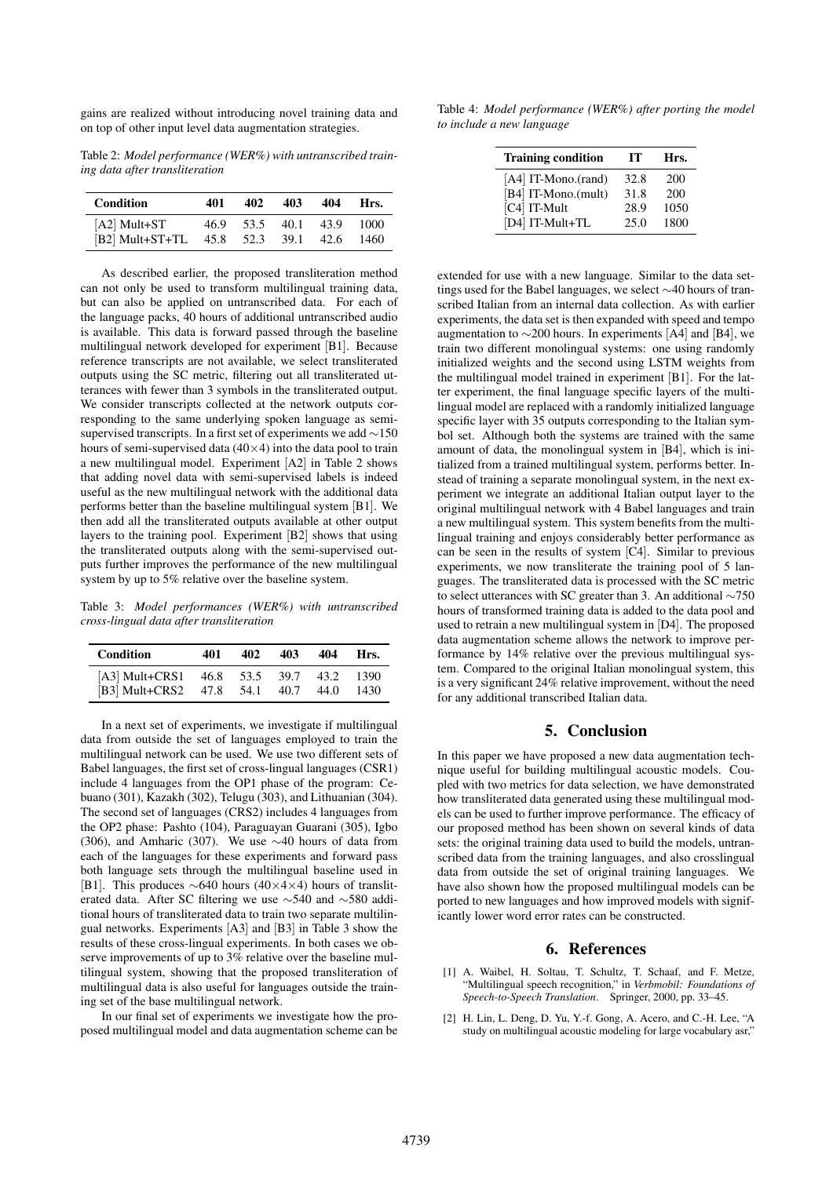gains are realized without introducing novel training data and on top of other input level data augmentation strategies.

Table 2: *Model performance (WER%) with untranscribed training data after transliteration*

| Condition | 401 | 402 | 403 | 404 | Hrs. |
|---|---|---|---|---|---|
| [A2] Mult+ST | 46.9 | 53.5 | 40.1 | 43.9 | 1000 |
| [B2] Mult+ST+TL | 45.8 | 52.3 | 39.1 | 42.6 | 1460 |

As described earlier, the proposed transliteration method can not only be used to transform multilingual training data, but can also be applied on untranscribed data. For each of the language packs, 40 hours of additional untranscribed audio is available. This data is forward passed through the baseline multilingual network developed for experiment [B1]. Because reference transcripts are not available, we select transliterated outputs using the SC metric, filtering out all transliterated utterances with fewer than 3 symbols in the transliterated output. We consider transcripts collected at the network outputs corresponding to the same underlying spoken language as semi-supervised transcripts. In a first set of experiments we add ∼150 hours of semi-supervised data (40×4) into the data pool to train a new multilingual model. Experiment [A2] in Table 2 shows that adding novel data with semi-supervised labels is indeed useful as the new multilingual network with the additional data performs better than the baseline multilingual system [B1]. We then add all the transliterated outputs available at other output layers to the training pool. Experiment [B2] shows that using the transliterated outputs along with the semi-supervised outputs further improves the performance of the new multilingual system by up to 5% relative over the baseline system.

Table 3: *Model performances (WER%) with untranscribed cross-lingual data after transliteration*

| Condition | 401 | 402 | 403 | 404 | Hrs. |
|---|---|---|---|---|---|
| [A3] Mult+CRS1 | 46.8 | 53.5 | 39.7 | 43.2 | 1390 |
| [B3] Mult+CRS2 | 47.8 | 54.1 | 40.7 | 44.0 | 1430 |

In a next set of experiments, we investigate if multilingual data from outside the set of languages employed to train the multilingual network can be used. We use two different sets of Babel languages, the first set of cross-lingual languages (CSR1) include 4 languages from the OP1 phase of the program: Cebuano (301), Kazakh (302), Telugu (303), and Lithuanian (304). The second set of languages (CRS2) includes 4 languages from the OP2 phase: Pashto (104), Paraguayan Guarani (305), Igbo (306), and Amharic (307). We use ∼40 hours of data from each of the languages for these experiments and forward pass both language sets through the multilingual baseline used in [B1]. This produces ∼640 hours (40×4×4) hours of transliterated data. After SC filtering we use ∼540 and ∼580 additional hours of transliterated data to train two separate multilingual networks. Experiments [A3] and [B3] in Table 3 show the results of these cross-lingual experiments. In both cases we observe improvements of up to 3% relative over the baseline multilingual system, showing that the proposed transliteration of multilingual data is also useful for languages outside the training set of the base multilingual network.

In our final set of experiments we investigate how the proposed multilingual model and data augmentation scheme can be extended for use with a new language. Similar to the data settings used for the Babel languages, we select ∼40 hours of transcribed Italian from an internal data collection. As with earlier experiments, the data set is then expanded with speed and tempo augmentation to ∼200 hours. In experiments [A4] and [B4], we train two different monolingual systems: one using randomly initialized weights and the second using LSTM weights from the multilingual model trained in experiment [B1]. For the latter experiment, the final language specific layers of the multilingual model are replaced with a randomly initialized language specific layer with 35 outputs corresponding to the Italian symbol set. Although both the systems are trained with the same amount of data, the monolingual system in [B4], which is initialized from a trained multilingual system, performs better. Instead of training a separate monolingual system, in the next experiment we integrate an additional Italian output layer to the original multilingual network with 4 Babel languages and train a new multilingual system. This system benefits from the multilingual training and enjoys considerably better performance as can be seen in the results of system [C4]. Similar to previous experiments, we now transliterate the training pool of 5 languages. The transliterated data is processed with the SC metric to select utterances with SC greater than 3. An additional ∼750 hours of transformed training data is added to the data pool and used to retrain a new multilingual system in [D4]. The proposed data augmentation scheme allows the network to improve performance by 14% relative over the previous multilingual system. Compared to the original Italian monolingual system, this is a very significant 24% relative improvement, without the need for any additional transcribed Italian data.

Table 4: *Model performance (WER%) after porting the model to include a new language*

| Training condition | IT | Hrs. |
|---|---|---|
| [A4] IT-Mono.(rand) | 32.8 | 200 |
| [B4] IT-Mono.(mult) | 31.8 | 200 |
| [C4] IT-Mult | 28.9 | 1050 |
| [D4] IT-Mult+TL | 25.0 | 1800 |

## 5. Conclusion

In this paper we have proposed a new data augmentation technique useful for building multilingual acoustic models. Coupled with two metrics for data selection, we have demonstrated how transliterated data generated using these multilingual models can be used to further improve performance. The efficacy of our proposed method has been shown on several kinds of data sets: the original training data used to build the models, untranscribed data from the training languages, and also crosslingual data from outside the set of original training languages. We have also shown how the proposed multilingual models can be ported to new languages and how improved models with significantly lower word error rates can be constructed.

## 6. References

[1] A. Waibel, H. Soltau, T. Schultz, T. Schaaf, and F. Metze, "Multilingual speech recognition," in *Verbmobil: Foundations of Speech-to-Speech Translation*. Springer, 2000, pp. 33–45.

[2] H. Lin, L. Deng, D. Yu, Y.-f. Gong, A. Acero, and C.-H. Lee, "A study on multilingual acoustic modeling for large vocabulary asr,"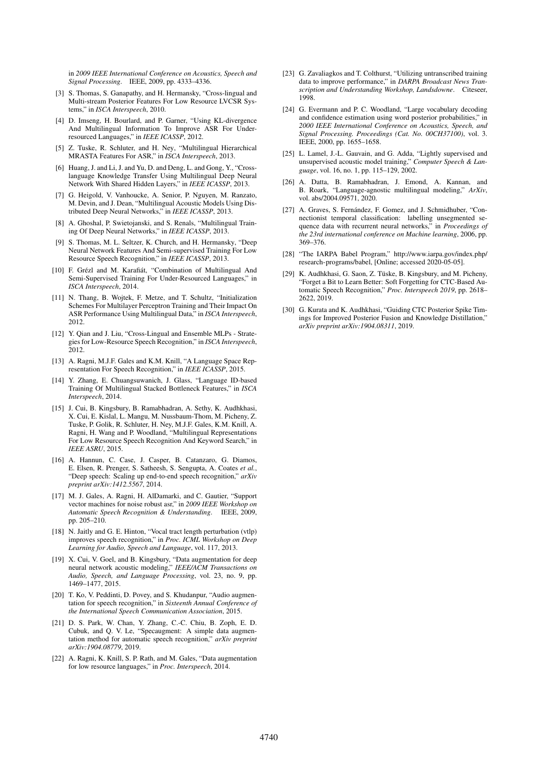in *2009 IEEE International Conference on Acoustics, Speech and Signal Processing*. IEEE, 2009, pp. 4333–4336.

[3] S. Thomas, S. Ganapathy, and H. Hermansky, "Cross-lingual and Multi-stream Posterior Features For Low Resource LVCSR Systems," in *ISCA Interspeech*, 2010.

[4] D. Imseng, H. Bourlard, and P. Garner, "Using KL-divergence And Multilingual Information To Improve ASR For Under-resourced Languages," in *IEEE ICASSP*, 2012.

[5] Z. Tuske, R. Schluter, and H. Ney, "Multilingual Hierarchical MRASTA Features For ASR," in *ISCA Interspeech*, 2013.

[6] Huang, J. and Li, J. and Yu, D. and Deng, L. and Gong, Y., "Cross-language Knowledge Transfer Using Multilingual Deep Neural Network With Shared Hidden Layers," in *IEEE ICASSP*, 2013.

[7] G. Heigold, V. Vanhoucke, A. Senior, P. Nguyen, M. Ranzato, M. Devin, and J. Dean, "Multilingual Acoustic Models Using Distributed Deep Neural Networks," in *IEEE ICASSP*, 2013.

[8] A. Ghoshal, P. Swietojanski, and S. Renals, "Multilingual Training Of Deep Neural Networks," in *IEEE ICASSP*, 2013.

[9] S. Thomas, M. L. Seltzer, K. Church, and H. Hermansky, "Deep Neural Network Features And Semi-supervised Training For Low Resource Speech Recognition," in *IEEE ICASSP*, 2013.

[10] F. Grézl and M. Karafiát, "Combination of Multilingual And Semi-Supervised Training For Under-Resourced Languages," in *ISCA Interspeech*, 2014.

[11] N. Thang, B. Wojtek, F. Metze, and T. Schultz, "Initialization Schemes For Multilayer Perceptron Training and Their Impact On ASR Performance Using Multilingual Data," in *ISCA Interspeech*, 2012.

[12] Y. Qian and J. Liu, "Cross-Lingual and Ensemble MLPs - Strategies for Low-Resource Speech Recognition," in *ISCA Interspeech*, 2012.

[13] A. Ragni, M.J.F. Gales and K.M. Knill, "A Language Space Representation For Speech Recognition," in *IEEE ICASSP*, 2015.

[14] Y. Zhang, E. Chuangsuwanich, J. Glass, "Language ID-based Training Of Multilingual Stacked Bottleneck Features," in *ISCA Interspeech*, 2014.

[15] J. Cui, B. Kingsbury, B. Ramabhadran, A. Sethy, K. Audhkhasi, X. Cui, E. Kislal, L. Mangu, M. Nussbaum-Thom, M. Picheny, Z. Tuske, P. Golik, R. Schluter, H. Ney, M.J.F. Gales, K.M. Knill, A. Ragni, H. Wang and P. Woodland, "Multilingual Representations For Low Resource Speech Recognition And Keyword Search," in *IEEE ASRU*, 2015.

[16] A. Hannun, C. Case, J. Casper, B. Catanzaro, G. Diamos, E. Elsen, R. Prenger, S. Satheesh, S. Sengupta, A. Coates *et al.*, "Deep speech: Scaling up end-to-end speech recognition," *arXiv preprint arXiv:1412.5567*, 2014.

[17] M. J. Gales, A. Ragni, H. AlDamarki, and C. Gautier, "Support vector machines for noise robust asr," in *2009 IEEE Workshop on Automatic Speech Recognition & Understanding*. IEEE, 2009, pp. 205–210.

[18] N. Jaitly and G. E. Hinton, "Vocal tract length perturbation (vtlp) improves speech recognition," in *Proc. ICML Workshop on Deep Learning for Audio, Speech and Language*, vol. 117, 2013.

[19] X. Cui, V. Goel, and B. Kingsbury, "Data augmentation for deep neural network acoustic modeling," *IEEE/ACM Transactions on Audio, Speech, and Language Processing*, vol. 23, no. 9, pp. 1469–1477, 2015.

[20] T. Ko, V. Peddinti, D. Povey, and S. Khudanpur, "Audio augmentation for speech recognition," in *Sixteenth Annual Conference of the International Speech Communication Association*, 2015.

[21] D. S. Park, W. Chan, Y. Zhang, C.-C. Chiu, B. Zoph, E. D. Cubuk, and Q. V. Le, "Specaugment: A simple data augmentation method for automatic speech recognition," *arXiv preprint arXiv:1904.08779*, 2019.

[22] A. Ragni, K. Knill, S. P. Rath, and M. Gales, "Data augmentation for low resource languages," in *Proc. Interspeech*, 2014.

[23] G. Zavaliagkos and T. Colthurst, "Utilizing untranscribed training data to improve performance," in *DARPA Broadcast News Transcription and Understanding Workshop, Landsdowne*. Citeseer, 1998.

[24] G. Evermann and P. C. Woodland, "Large vocabulary decoding and confidence estimation using word posterior probabilities," in *2000 IEEE International Conference on Acoustics, Speech, and Signal Processing. Proceedings (Cat. No. 00CH37100)*, vol. 3. IEEE, 2000, pp. 1655–1658.

[25] L. Lamel, J.-L. Gauvain, and G. Adda, "Lightly supervised and unsupervised acoustic model training," *Computer Speech & Language*, vol. 16, no. 1, pp. 115–129, 2002.

[26] A. Datta, B. Ramabhadran, J. Emond, A. Kannan, and B. Roark, "Language-agnostic multilingual modeling," *ArXiv*, vol. abs/2004.09571, 2020.

[27] A. Graves, S. Fernández, F. Gomez, and J. Schmidhuber, "Connectionist temporal classification: labelling unsegmented sequence data with recurrent neural networks," in *Proceedings of the 23rd international conference on Machine learning*, 2006, pp. 369–376.

[28] "The IARPA Babel Program," http://www.iarpa.gov/index.php/research-programs/babel, [Online; accessed 2020-05-05].

[29] K. Audhkhasi, G. Saon, Z. Tüske, B. Kingsbury, and M. Picheny, "Forget a Bit to Learn Better: Soft Forgetting for CTC-Based Automatic Speech Recognition," *Proc. Interspeech 2019*, pp. 2618–2622, 2019.

[30] G. Kurata and K. Audhkhasi, "Guiding CTC Posterior Spike Timings for Improved Posterior Fusion and Knowledge Distillation," *arXiv preprint arXiv:1904.08311*, 2019.